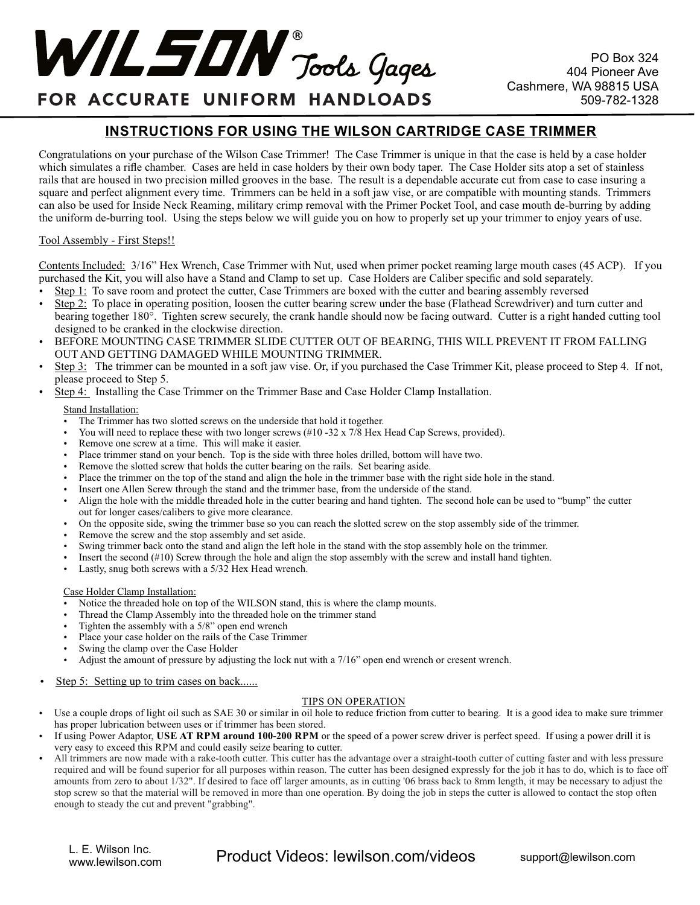# WILSON® Tools Gages

**FOR ACCURATE UNIFORM HANDLOADS**

PO Box 324
404 Pioneer Ave
Cashmere, WA 98815 USA
509-782-1328

## INSTRUCTIONS FOR USING THE WILSON CARTRIDGE CASE TRIMMER

Congratulations on your purchase of the Wilson Case Trimmer! The Case Trimmer is unique in that the case is held by a case holder which simulates a rifle chamber. Cases are held in case holders by their own body taper. The Case Holder sits atop a set of stainless rails that are housed in two precision milled grooves in the base. The result is a dependable accurate cut from case to case insuring a square and perfect alignment every time. Trimmers can be held in a soft jaw vise, or are compatible with mounting stands. Trimmers can also be used for Inside Neck Reaming, military crimp removal with the Primer Pocket Tool, and case mouth de-burring by adding the uniform de-burring tool. Using the steps below we will guide you on how to properly set up your trimmer to enjoy years of use.

Tool Assembly - First Steps!!

Contents Included: 3/16" Hex Wrench, Case Trimmer with Nut, used when primer pocket reaming large mouth cases (45 ACP). If you purchased the Kit, you will also have a Stand and Clamp to set up. Case Holders are Caliber specific and sold separately.

- Step 1: To save room and protect the cutter, Case Trimmers are boxed with the cutter and bearing assembly reversed
- Step 2: To place in operating position, loosen the cutter bearing screw under the base (Flathead Screwdriver) and turn cutter and bearing together 180°. Tighten screw securely, the crank handle should now be facing outward. Cutter is a right handed cutting tool designed to be cranked in the clockwise direction.
- BEFORE MOUNTING CASE TRIMMER SLIDE CUTTER OUT OF BEARING, THIS WILL PREVENT IT FROM FALLING OUT AND GETTING DAMAGED WHILE MOUNTING TRIMMER.
- Step 3: The trimmer can be mounted in a soft jaw vise. Or, if you purchased the Case Trimmer Kit, please proceed to Step 4. If not, please proceed to Step 5.
- Step 4: Installing the Case Trimmer on the Trimmer Base and Case Holder Clamp Installation.

  Stand Installation:
  - The Trimmer has two slotted screws on the underside that hold it together.
  - You will need to replace these with two longer screws (#10 -32 x 7/8 Hex Head Cap Screws, provided).
  - Remove one screw at a time. This will make it easier.
  - Place trimmer stand on your bench. Top is the side with three holes drilled, bottom will have two.
  - Remove the slotted screw that holds the cutter bearing on the rails. Set bearing aside.
  - Place the trimmer on the top of the stand and align the hole in the trimmer base with the right side hole in the stand.
  - Insert one Allen Screw through the stand and the trimmer base, from the underside of the stand.
  - Align the hole with the middle threaded hole in the cutter bearing and hand tighten. The second hole can be used to "bump" the cutter out for longer cases/calibers to give more clearance.
  - On the opposite side, swing the trimmer base so you can reach the slotted screw on the stop assembly side of the trimmer.
  - Remove the screw and the stop assembly and set aside.
  - Swing trimmer back onto the stand and align the left hole in the stand with the stop assembly hole on the trimmer.
  - Insert the second (#10) Screw through the hole and align the stop assembly with the screw and install hand tighten.
  - Lastly, snug both screws with a 5/32 Hex Head wrench.

  Case Holder Clamp Installation:
  - Notice the threaded hole on top of the WILSON stand, this is where the clamp mounts.
  - Thread the Clamp Assembly into the threaded hole on the trimmer stand
  - Tighten the assembly with a 5/8" open end wrench
  - Place your case holder on the rails of the Case Trimmer
  - Swing the clamp over the Case Holder
  - Adjust the amount of pressure by adjusting the lock nut with a 7/16" open end wrench or cresent wrench.

- Step 5: Setting up to trim cases on back......

### TIPS ON OPERATION

- Use a couple drops of light oil such as SAE 30 or similar in oil hole to reduce friction from cutter to bearing. It is a good idea to make sure trimmer has proper lubrication between uses or if trimmer has been stored.
- If using Power Adaptor, **USE AT RPM around 100-200 RPM** or the speed of a power screw driver is perfect speed. If using a power drill it is very easy to exceed this RPM and could easily seize bearing to cutter.
- All trimmers are now made with a rake-tooth cutter. This cutter has the advantage over a straight-tooth cutter of cutting faster and with less pressure required and will be found superior for all purposes within reason. The cutter has been designed expressly for the job it has to do, which is to face off amounts from zero to about 1/32". If desired to face off larger amounts, as in cutting '06 brass back to 8mm length, it may be necessary to adjust the stop screw so that the material will be removed in more than one operation. By doing the job in steps the cutter is allowed to contact the stop often enough to steady the cut and prevent "grabbing".

L. E. Wilson Inc.
www.lewilson.com

Product Videos: lewilson.com/videos

support@lewilson.com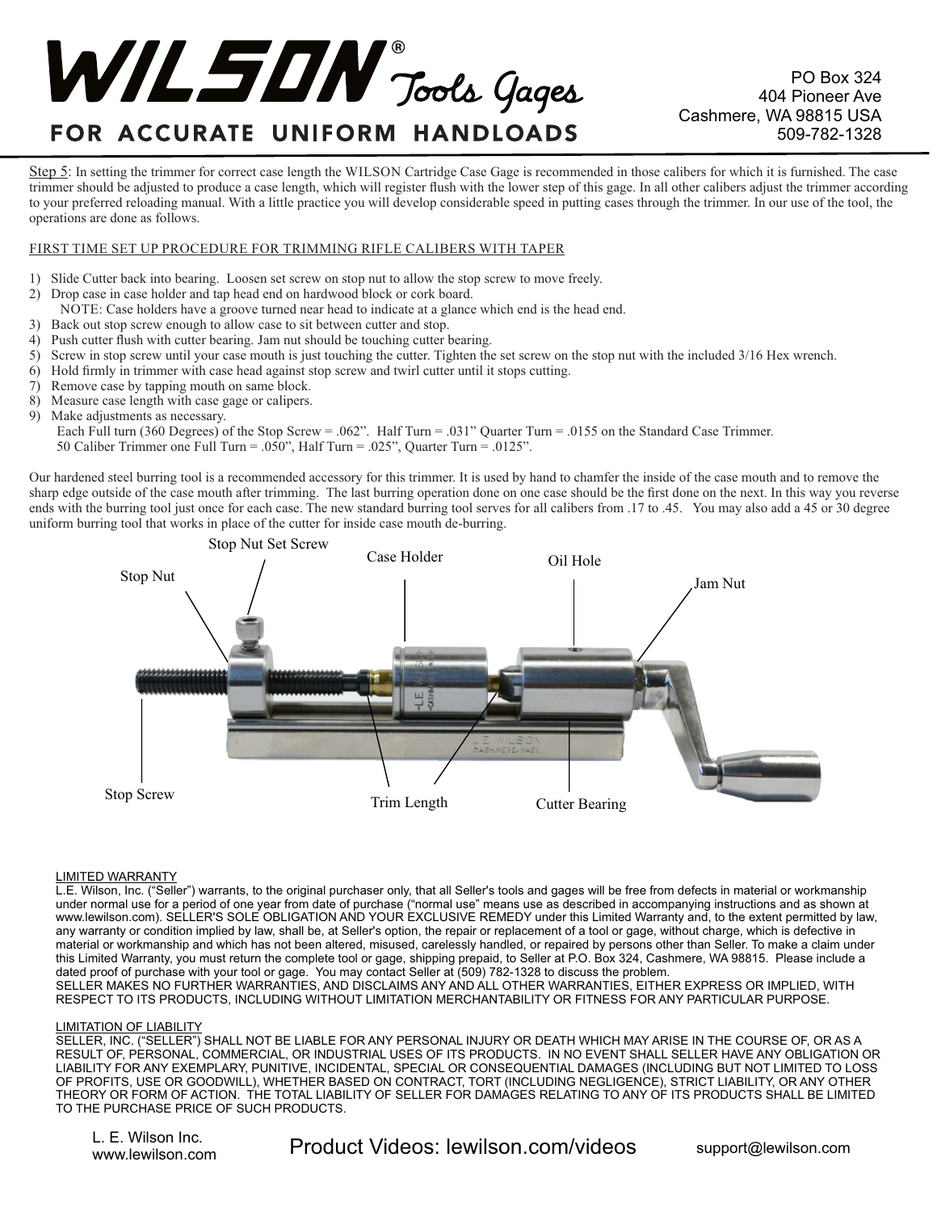# WILSON® Tools Gages

**FOR ACCURATE UNIFORM HANDLOADS**

PO Box 324
404 Pioneer Ave
Cashmere, WA 98815 USA
509-782-1328

Step 5: In setting the trimmer for correct case length the WILSON Cartridge Case Gage is recommended in those calibers for which it is furnished. The case trimmer should be adjusted to produce a case length, which will register flush with the lower step of this gage. In all other calibers adjust the trimmer according to your preferred reloading manual. With a little practice you will develop considerable speed in putting cases through the trimmer. In our use of the tool, the operations are done as follows.

FIRST TIME SET UP PROCEDURE FOR TRIMMING RIFLE CALIBERS WITH TAPER

1) Slide Cutter back into bearing. Loosen set screw on stop nut to allow the stop screw to move freely.
2) Drop case in case holder and tap head end on hardwood block or cork board.
   NOTE: Case holders have a groove turned near head to indicate at a glance which end is the head end.
3) Back out stop screw enough to allow case to sit between cutter and stop.
4) Push cutter flush with cutter bearing. Jam nut should be touching cutter bearing.
5) Screw in stop screw until your case mouth is just touching the cutter. Tighten the set screw on the stop nut with the included 3/16 Hex wrench.
6) Hold firmly in trimmer with case head against stop screw and twirl cutter until it stops cutting.
7) Remove case by tapping mouth on same block.
8) Measure case length with case gage or calipers.
9) Make adjustments as necessary.
   Each Full turn (360 Degrees) of the Stop Screw = .062”. Half Turn = .031” Quarter Turn = .0155 on the Standard Case Trimmer.
   50 Caliber Trimmer one Full Turn = .050”, Half Turn = .025”, Quarter Turn = .0125”.

Our hardened steel burring tool is a recommended accessory for this trimmer. It is used by hand to chamfer the inside of the case mouth and to remove the sharp edge outside of the case mouth after trimming. The last burring operation done on one case should be the first done on the next. In this way you reverse ends with the burring tool just once for each case. The new standard burring tool serves for all calibers from .17 to .45. You may also add a 45 or 30 degree uniform burring tool that works in place of the cutter for inside case mouth de-burring.

Stop Nut Set Screw
Stop Nut
Case Holder
Oil Hole
Jam Nut
Stop Screw
Trim Length
Cutter Bearing

LIMITED WARRANTY

L.E. Wilson, Inc. (“Seller”) warrants, to the original purchaser only, that all Seller's tools and gages will be free from defects in material or workmanship under normal use for a period of one year from date of purchase (“normal use” means use as described in accompanying instructions and as shown at www.lewilson.com). SELLER'S SOLE OBLIGATION AND YOUR EXCLUSIVE REMEDY under this Limited Warranty and, to the extent permitted by law, any warranty or condition implied by law, shall be, at Seller's option, the repair or replacement of a tool or gage, without charge, which is defective in material or workmanship and which has not been altered, misused, carelessly handled, or repaired by persons other than Seller. To make a claim under this Limited Warranty, you must return the complete tool or gage, shipping prepaid, to Seller at P.O. Box 324, Cashmere, WA 98815. Please include a dated proof of purchase with your tool or gage. You may contact Seller at (509) 782-1328 to discuss the problem.
SELLER MAKES NO FURTHER WARRANTIES, AND DISCLAIMS ANY AND ALL OTHER WARRANTIES, EITHER EXPRESS OR IMPLIED, WITH RESPECT TO ITS PRODUCTS, INCLUDING WITHOUT LIMITATION MERCHANTABILITY OR FITNESS FOR ANY PARTICULAR PURPOSE.

LIMITATION OF LIABILITY

SELLER, INC. (“SELLER”) SHALL NOT BE LIABLE FOR ANY PERSONAL INJURY OR DEATH WHICH MAY ARISE IN THE COURSE OF, OR AS A RESULT OF, PERSONAL, COMMERCIAL, OR INDUSTRIAL USES OF ITS PRODUCTS. IN NO EVENT SHALL SELLER HAVE ANY OBLIGATION OR LIABILITY FOR ANY EXEMPLARY, PUNITIVE, INCIDENTAL, SPECIAL OR CONSEQUENTIAL DAMAGES (INCLUDING BUT NOT LIMITED TO LOSS OF PROFITS, USE OR GOODWILL), WHETHER BASED ON CONTRACT, TORT (INCLUDING NEGLIGENCE), STRICT LIABILITY, OR ANY OTHER THEORY OR FORM OF ACTION. THE TOTAL LIABILITY OF SELLER FOR DAMAGES RELATING TO ANY OF ITS PRODUCTS SHALL BE LIMITED TO THE PURCHASE PRICE OF SUCH PRODUCTS.

L. E. Wilson Inc.
www.lewilson.com

Product Videos: lewilson.com/videos

support@lewilson.com